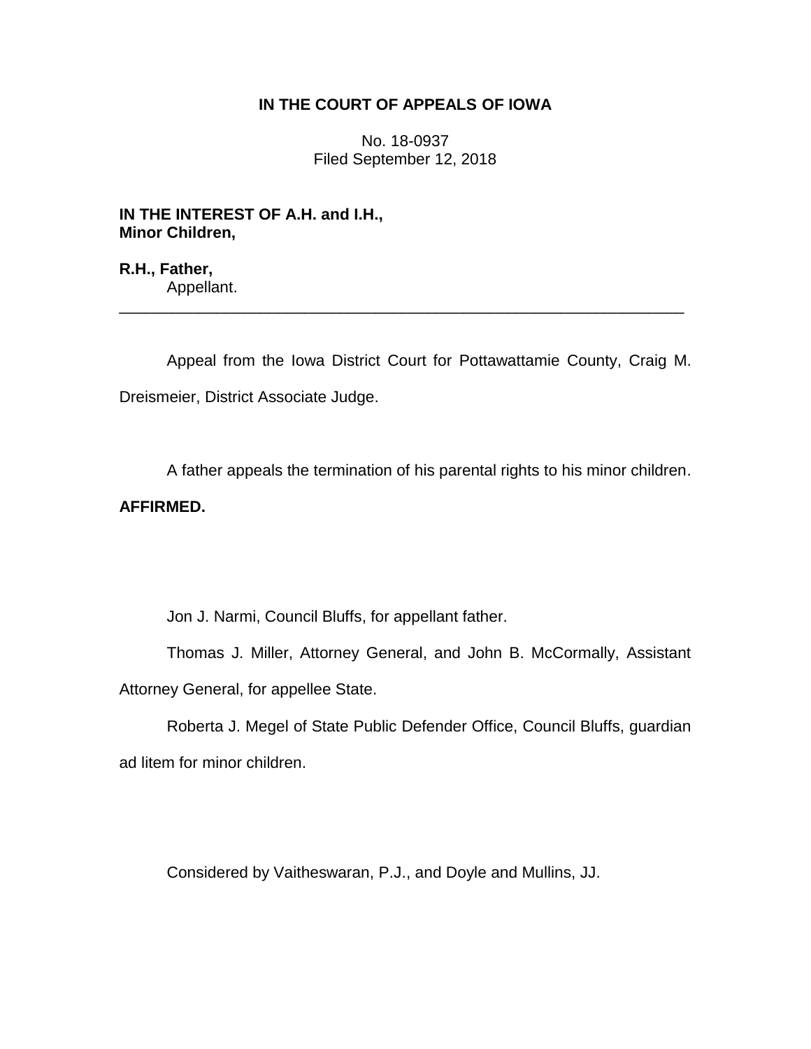**IN THE COURT OF APPEALS OF IOWA**

No. 18-0937
Filed September 12, 2018

**IN THE INTEREST OF A.H. and I.H., Minor Children,**

**R.H., Father,**
Appellant.

---

Appeal from the Iowa District Court for Pottawattamie County, Craig M. Dreismeier, District Associate Judge.

A father appeals the termination of his parental rights to his minor children.

**AFFIRMED.**

Jon J. Narmi, Council Bluffs, for appellant father.

Thomas J. Miller, Attorney General, and John B. McCormally, Assistant Attorney General, for appellee State.

Roberta J. Megel of State Public Defender Office, Council Bluffs, guardian ad litem for minor children.

Considered by Vaitheswaran, P.J., and Doyle and Mullins, JJ.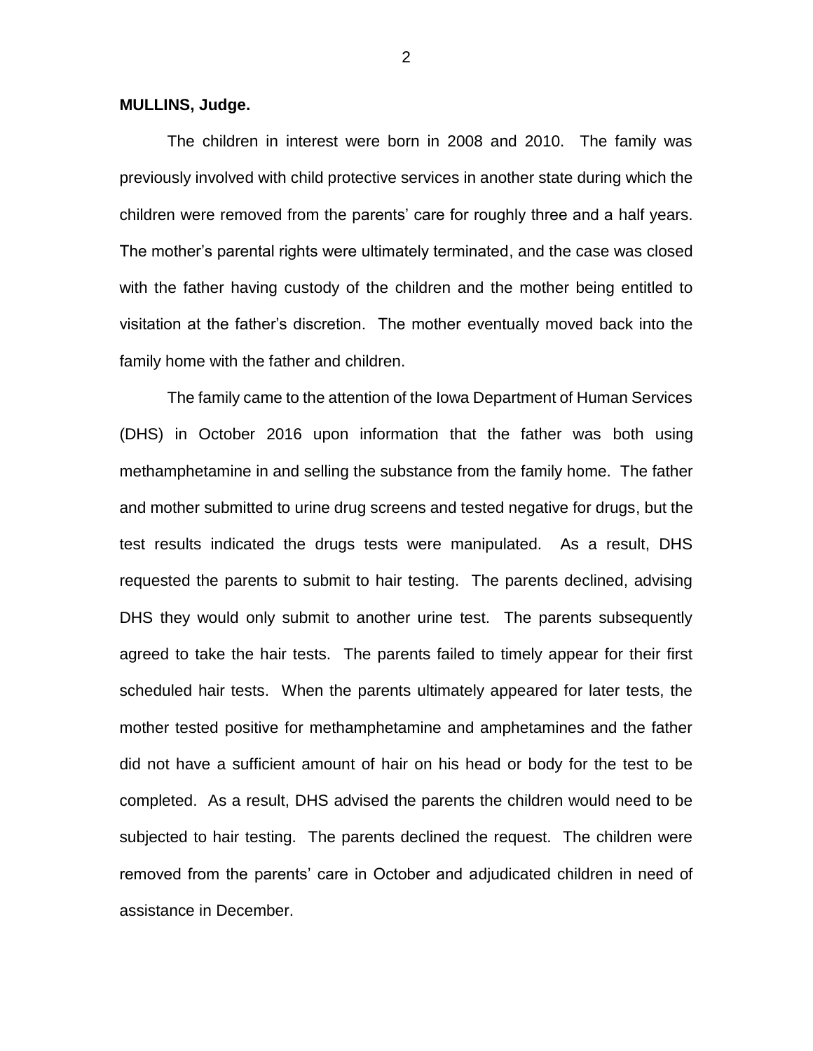**MULLINS, Judge.**

The children in interest were born in 2008 and 2010. The family was previously involved with child protective services in another state during which the children were removed from the parents' care for roughly three and a half years. The mother's parental rights were ultimately terminated, and the case was closed with the father having custody of the children and the mother being entitled to visitation at the father's discretion. The mother eventually moved back into the family home with the father and children.

The family came to the attention of the Iowa Department of Human Services (DHS) in October 2016 upon information that the father was both using methamphetamine in and selling the substance from the family home. The father and mother submitted to urine drug screens and tested negative for drugs, but the test results indicated the drugs tests were manipulated. As a result, DHS requested the parents to submit to hair testing. The parents declined, advising DHS they would only submit to another urine test. The parents subsequently agreed to take the hair tests. The parents failed to timely appear for their first scheduled hair tests. When the parents ultimately appeared for later tests, the mother tested positive for methamphetamine and amphetamines and the father did not have a sufficient amount of hair on his head or body for the test to be completed. As a result, DHS advised the parents the children would need to be subjected to hair testing. The parents declined the request. The children were removed from the parents' care in October and adjudicated children in need of assistance in December.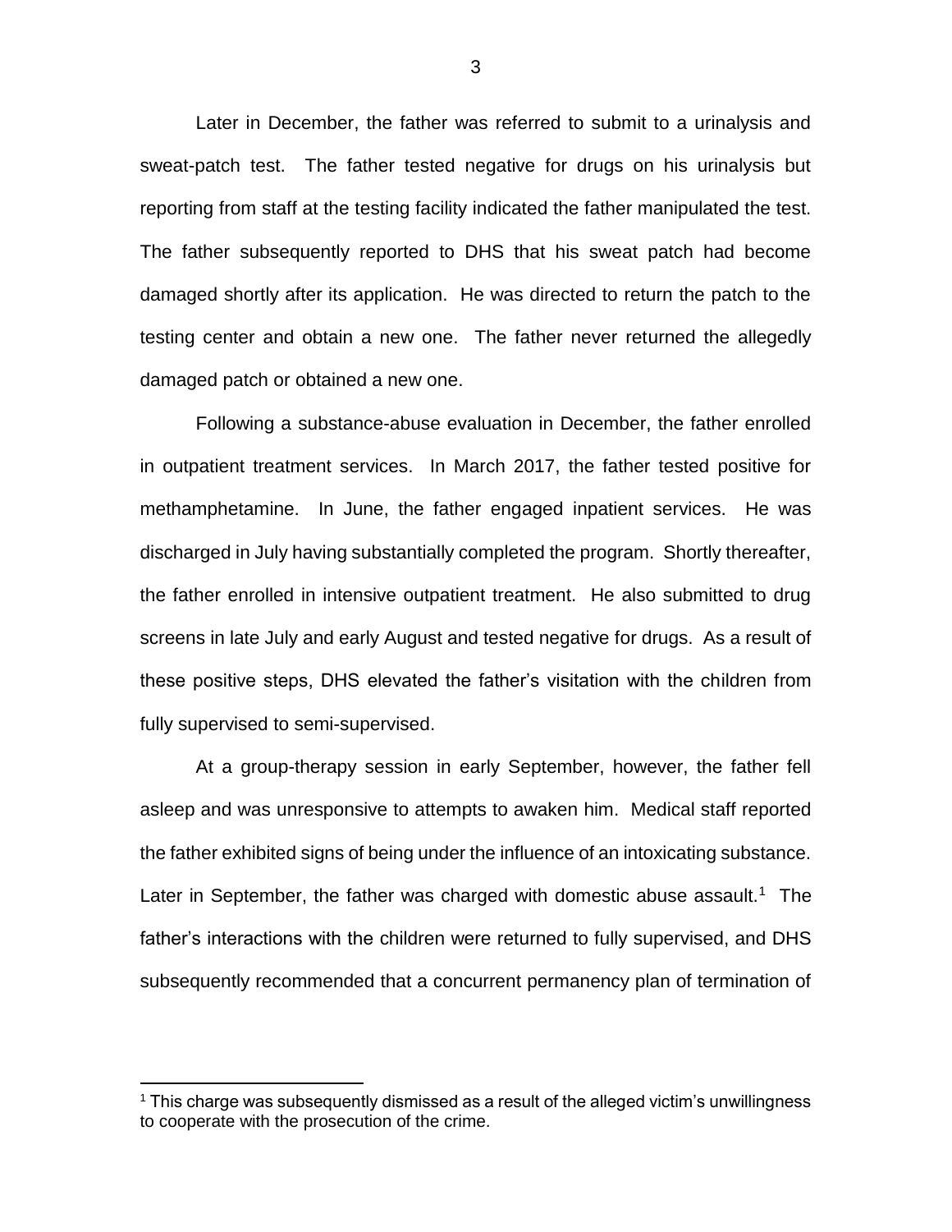Later in December, the father was referred to submit to a urinalysis and sweat-patch test. The father tested negative for drugs on his urinalysis but reporting from staff at the testing facility indicated the father manipulated the test. The father subsequently reported to DHS that his sweat patch had become damaged shortly after its application. He was directed to return the patch to the testing center and obtain a new one. The father never returned the allegedly damaged patch or obtained a new one.

Following a substance-abuse evaluation in December, the father enrolled in outpatient treatment services. In March 2017, the father tested positive for methamphetamine. In June, the father engaged inpatient services. He was discharged in July having substantially completed the program. Shortly thereafter, the father enrolled in intensive outpatient treatment. He also submitted to drug screens in late July and early August and tested negative for drugs. As a result of these positive steps, DHS elevated the father's visitation with the children from fully supervised to semi-supervised.

At a group-therapy session in early September, however, the father fell asleep and was unresponsive to attempts to awaken him. Medical staff reported the father exhibited signs of being under the influence of an intoxicating substance. Later in September, the father was charged with domestic abuse assault.[1] The father's interactions with the children were returned to fully supervised, and DHS subsequently recommended that a concurrent permanency plan of termination of

[1] This charge was subsequently dismissed as a result of the alleged victim's unwillingness to cooperate with the prosecution of the crime.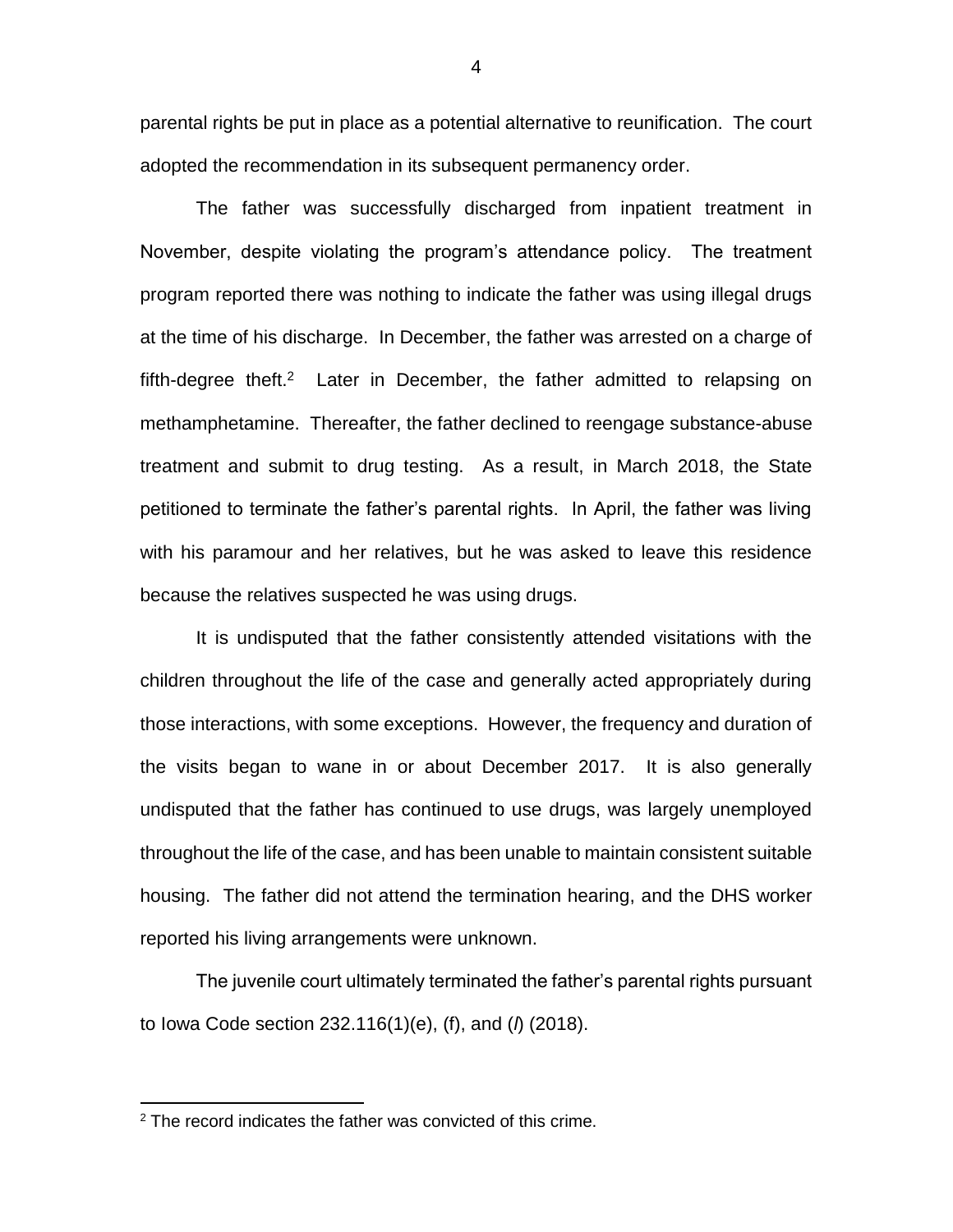parental rights be put in place as a potential alternative to reunification. The court adopted the recommendation in its subsequent permanency order.

The father was successfully discharged from inpatient treatment in November, despite violating the program's attendance policy. The treatment program reported there was nothing to indicate the father was using illegal drugs at the time of his discharge. In December, the father was arrested on a charge of fifth-degree theft.[2] Later in December, the father admitted to relapsing on methamphetamine. Thereafter, the father declined to reengage substance-abuse treatment and submit to drug testing. As a result, in March 2018, the State petitioned to terminate the father's parental rights. In April, the father was living with his paramour and her relatives, but he was asked to leave this residence because the relatives suspected he was using drugs.

It is undisputed that the father consistently attended visitations with the children throughout the life of the case and generally acted appropriately during those interactions, with some exceptions. However, the frequency and duration of the visits began to wane in or about December 2017. It is also generally undisputed that the father has continued to use drugs, was largely unemployed throughout the life of the case, and has been unable to maintain consistent suitable housing. The father did not attend the termination hearing, and the DHS worker reported his living arrangements were unknown.

The juvenile court ultimately terminated the father's parental rights pursuant to Iowa Code section 232.116(1)(e), (f), and (*l*) (2018).

---

[2] The record indicates the father was convicted of this crime.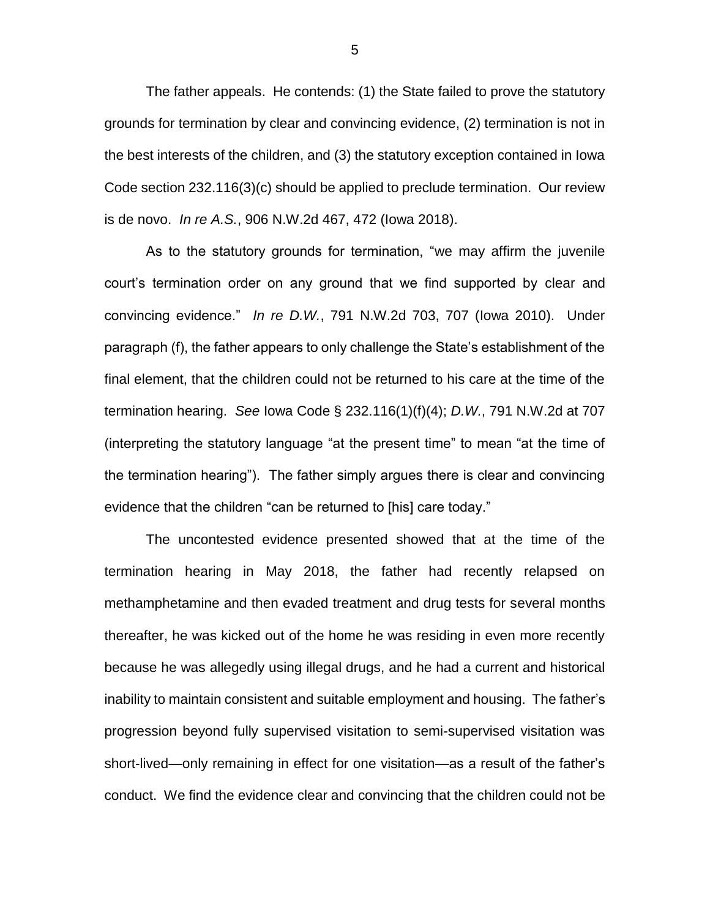The father appeals. He contends: (1) the State failed to prove the statutory grounds for termination by clear and convincing evidence, (2) termination is not in the best interests of the children, and (3) the statutory exception contained in Iowa Code section 232.116(3)(c) should be applied to preclude termination. Our review is de novo. *In re A.S.*, 906 N.W.2d 467, 472 (Iowa 2018).

As to the statutory grounds for termination, "we may affirm the juvenile court's termination order on any ground that we find supported by clear and convincing evidence." *In re D.W.*, 791 N.W.2d 703, 707 (Iowa 2010). Under paragraph (f), the father appears to only challenge the State's establishment of the final element, that the children could not be returned to his care at the time of the termination hearing. *See* Iowa Code § 232.116(1)(f)(4); *D.W.*, 791 N.W.2d at 707 (interpreting the statutory language "at the present time" to mean "at the time of the termination hearing"). The father simply argues there is clear and convincing evidence that the children "can be returned to [his] care today."

The uncontested evidence presented showed that at the time of the termination hearing in May 2018, the father had recently relapsed on methamphetamine and then evaded treatment and drug tests for several months thereafter, he was kicked out of the home he was residing in even more recently because he was allegedly using illegal drugs, and he had a current and historical inability to maintain consistent and suitable employment and housing. The father's progression beyond fully supervised visitation to semi-supervised visitation was short-lived—only remaining in effect for one visitation—as a result of the father's conduct. We find the evidence clear and convincing that the children could not be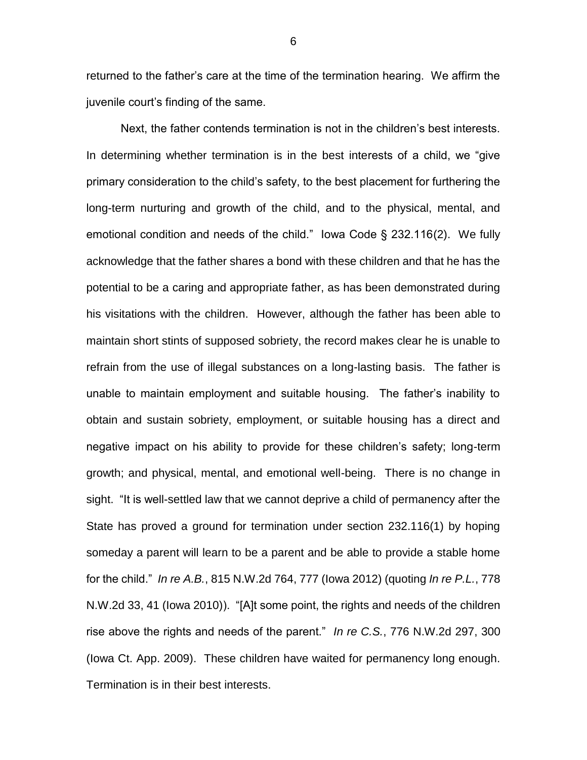returned to the father's care at the time of the termination hearing. We affirm the juvenile court's finding of the same.

Next, the father contends termination is not in the children's best interests. In determining whether termination is in the best interests of a child, we "give primary consideration to the child's safety, to the best placement for furthering the long-term nurturing and growth of the child, and to the physical, mental, and emotional condition and needs of the child." Iowa Code § 232.116(2). We fully acknowledge that the father shares a bond with these children and that he has the potential to be a caring and appropriate father, as has been demonstrated during his visitations with the children. However, although the father has been able to maintain short stints of supposed sobriety, the record makes clear he is unable to refrain from the use of illegal substances on a long-lasting basis. The father is unable to maintain employment and suitable housing. The father's inability to obtain and sustain sobriety, employment, or suitable housing has a direct and negative impact on his ability to provide for these children's safety; long-term growth; and physical, mental, and emotional well-being. There is no change in sight. "It is well-settled law that we cannot deprive a child of permanency after the State has proved a ground for termination under section 232.116(1) by hoping someday a parent will learn to be a parent and be able to provide a stable home for the child." *In re A.B.*, 815 N.W.2d 764, 777 (Iowa 2012) (quoting *In re P.L.*, 778 N.W.2d 33, 41 (Iowa 2010)). "[A]t some point, the rights and needs of the children rise above the rights and needs of the parent." *In re C.S.*, 776 N.W.2d 297, 300 (Iowa Ct. App. 2009). These children have waited for permanency long enough. Termination is in their best interests.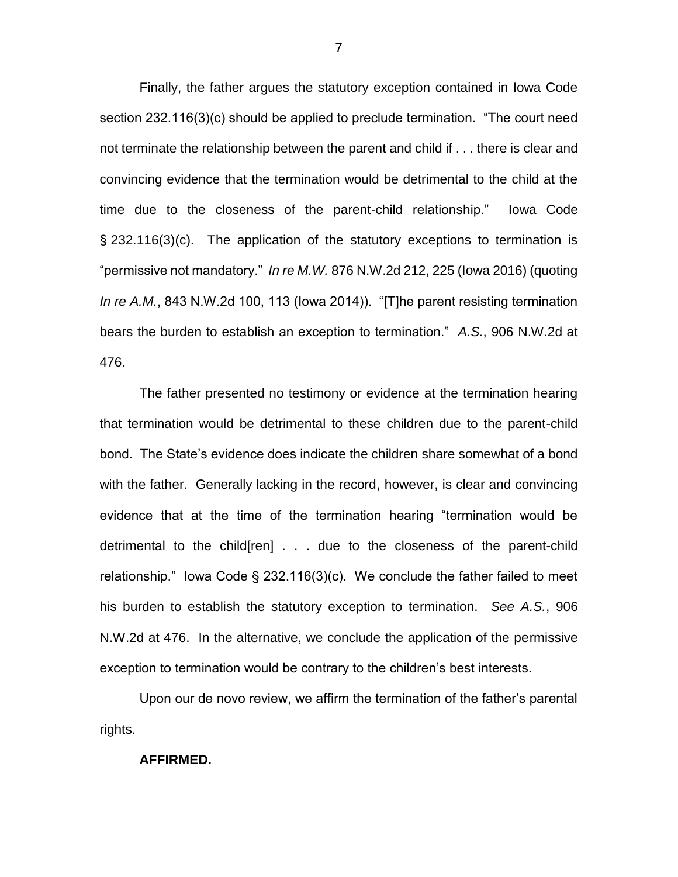Finally, the father argues the statutory exception contained in Iowa Code section 232.116(3)(c) should be applied to preclude termination. "The court need not terminate the relationship between the parent and child if . . . there is clear and convincing evidence that the termination would be detrimental to the child at the time due to the closeness of the parent-child relationship." Iowa Code § 232.116(3)(c). The application of the statutory exceptions to termination is "permissive not mandatory." *In re M.W.* 876 N.W.2d 212, 225 (Iowa 2016) (quoting *In re A.M.*, 843 N.W.2d 100, 113 (Iowa 2014)). "[T]he parent resisting termination bears the burden to establish an exception to termination." *A.S.*, 906 N.W.2d at 476.

The father presented no testimony or evidence at the termination hearing that termination would be detrimental to these children due to the parent-child bond. The State's evidence does indicate the children share somewhat of a bond with the father. Generally lacking in the record, however, is clear and convincing evidence that at the time of the termination hearing "termination would be detrimental to the child[ren] . . . due to the closeness of the parent-child relationship." Iowa Code § 232.116(3)(c). We conclude the father failed to meet his burden to establish the statutory exception to termination. *See A.S.*, 906 N.W.2d at 476. In the alternative, we conclude the application of the permissive exception to termination would be contrary to the children's best interests.

Upon our de novo review, we affirm the termination of the father's parental rights.

**AFFIRMED.**